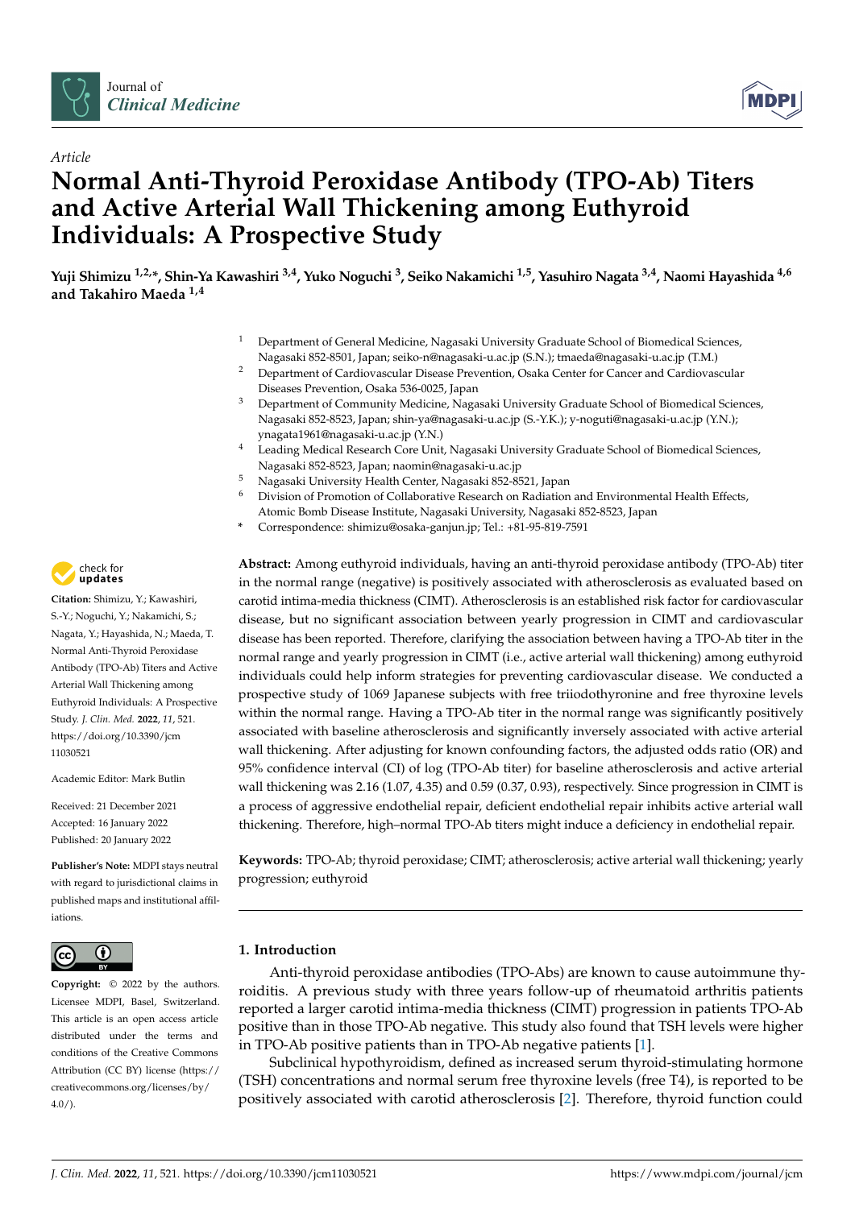Article

# Normal Anti-Thyroid Peroxidase Antibody (TPO-Ab) Titers and Active Arterial Wall Thickening among Euthyroid Individuals: A Prospective Study

**Yuji Shimizu [1,2,*], Shin-Ya Kawashiri [3,4], Yuko Noguchi [3], Seiko Nakamichi [1,5], Yasuhiro Nagata [3,4], Naomi Hayashida [4,6] and Takahiro Maeda [1,4]**

1. Department of General Medicine, Nagasaki University Graduate School of Biomedical Sciences, Nagasaki 852-8501, Japan; seiko-n@nagasaki-u.ac.jp (S.N.); tmaeda@nagasaki-u.ac.jp (T.M.)
2. Department of Cardiovascular Disease Prevention, Osaka Center for Cancer and Cardiovascular Diseases Prevention, Osaka 536-0025, Japan
3. Department of Community Medicine, Nagasaki University Graduate School of Biomedical Sciences, Nagasaki 852-8523, Japan; shin-ya@nagasaki-u.ac.jp (S.-Y.K.); y-noguti@nagasaki-u.ac.jp (Y.N.); ynagata1961@nagasaki-u.ac.jp (Y.N.)
4. Leading Medical Research Core Unit, Nagasaki University Graduate School of Biomedical Sciences, Nagasaki 852-8523, Japan; naomin@nagasaki-u.ac.jp
5. Nagasaki University Health Center, Nagasaki 852-8521, Japan
6. Division of Promotion of Collaborative Research on Radiation and Environmental Health Effects, Atomic Bomb Disease Institute, Nagasaki University, Nagasaki 852-8523, Japan

\* Correspondence: shimizu@osaka-ganjun.jp; Tel.: +81-95-819-7591

**Citation:** Shimizu, Y.; Kawashiri, S.-Y.; Noguchi, Y.; Nakamichi, S.; Nagata, Y.; Hayashida, N.; Maeda, T. Normal Anti-Thyroid Peroxidase Antibody (TPO-Ab) Titers and Active Arterial Wall Thickening among Euthyroid Individuals: A Prospective Study. *J. Clin. Med.* **2022**, *11*, 521. https://doi.org/10.3390/jcm11030521

Academic Editor: Mark Butlin

Received: 21 December 2021
Accepted: 16 January 2022
Published: 20 January 2022

**Publisher's Note:** MDPI stays neutral with regard to jurisdictional claims in published maps and institutional affiliations.

**Copyright:** © 2022 by the authors. Licensee MDPI, Basel, Switzerland. This article is an open access article distributed under the terms and conditions of the Creative Commons Attribution (CC BY) license (https://creativecommons.org/licenses/by/4.0/).

**Abstract:** Among euthyroid individuals, having an anti-thyroid peroxidase antibody (TPO-Ab) titer in the normal range (negative) is positively associated with atherosclerosis as evaluated based on carotid intima-media thickness (CIMT). Atherosclerosis is an established risk factor for cardiovascular disease, but no significant association between yearly progression in CIMT and cardiovascular disease has been reported. Therefore, clarifying the association between having a TPO-Ab titer in the normal range and yearly progression in CIMT (i.e., active arterial wall thickening) among euthyroid individuals could help inform strategies for preventing cardiovascular disease. We conducted a prospective study of 1069 Japanese subjects with free triiodothyronine and free thyroxine levels within the normal range. Having a TPO-Ab titer in the normal range was significantly positively associated with baseline atherosclerosis and significantly inversely associated with active arterial wall thickening. After adjusting for known confounding factors, the adjusted odds ratio (OR) and 95% confidence interval (CI) of log (TPO-Ab titer) for baseline atherosclerosis and active arterial wall thickening was 2.16 (1.07, 4.35) and 0.59 (0.37, 0.93), respectively. Since progression in CIMT is a process of aggressive endothelial repair, deficient endothelial repair inhibits active arterial wall thickening. Therefore, high–normal TPO-Ab titers might induce a deficiency in endothelial repair.

**Keywords:** TPO-Ab; thyroid peroxidase; CIMT; atherosclerosis; active arterial wall thickening; yearly progression; euthyroid

## 1. Introduction

Anti-thyroid peroxidase antibodies (TPO-Abs) are known to cause autoimmune thyroiditis. A previous study with three years follow-up of rheumatoid arthritis patients reported a larger carotid intima-media thickness (CIMT) progression in patients TPO-Ab positive than in those TPO-Ab negative. This study also found that TSH levels were higher in TPO-Ab positive patients than in TPO-Ab negative patients [1].

Subclinical hypothyroidism, defined as increased serum thyroid-stimulating hormone (TSH) concentrations and normal serum free thyroxine levels (free T4), is reported to be positively associated with carotid atherosclerosis [2]. Therefore, thyroid function could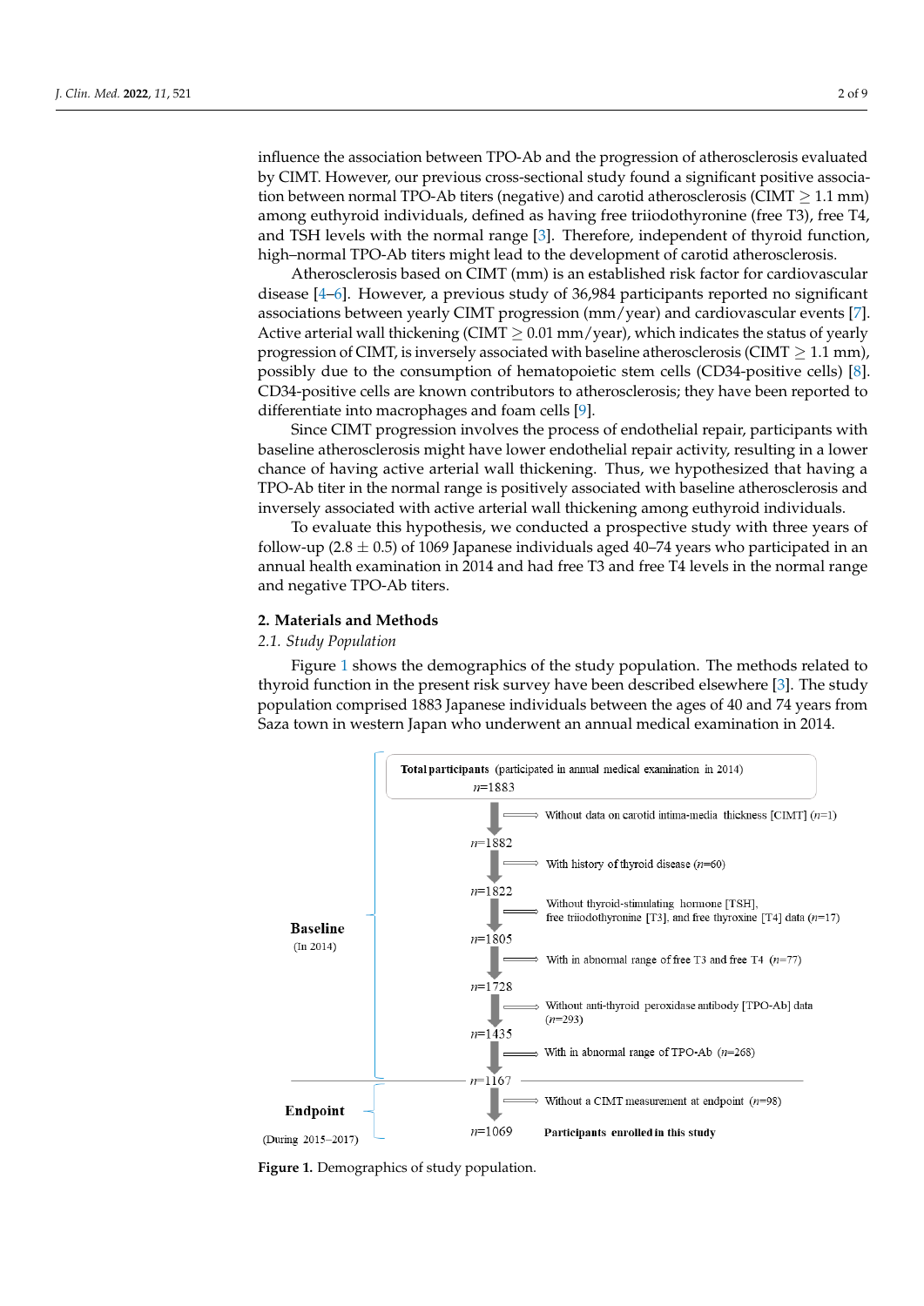influence the association between TPO-Ab and the progression of atherosclerosis evaluated by CIMT. However, our previous cross-sectional study found a significant positive association between normal TPO-Ab titers (negative) and carotid atherosclerosis (CIMT $\geq$ 1.1 mm) among euthyroid individuals, defined as having free triiodothyronine (free T3), free T4, and TSH levels with the normal range [3]. Therefore, independent of thyroid function, high–normal TPO-Ab titers might lead to the development of carotid atherosclerosis.

Atherosclerosis based on CIMT (mm) is an established risk factor for cardiovascular disease [4–6]. However, a previous study of 36,984 participants reported no significant associations between yearly CIMT progression (mm/year) and cardiovascular events [7]. Active arterial wall thickening (CIMT $\geq$ 0.01 mm/year), which indicates the status of yearly progression of CIMT, is inversely associated with baseline atherosclerosis (CIMT $\geq$ 1.1 mm), possibly due to the consumption of hematopoietic stem cells (CD34-positive cells) [8]. CD34-positive cells are known contributors to atherosclerosis; they have been reported to differentiate into macrophages and foam cells [9].

Since CIMT progression involves the process of endothelial repair, participants with baseline atherosclerosis might have lower endothelial repair activity, resulting in a lower chance of having active arterial wall thickening. Thus, we hypothesized that having a TPO-Ab titer in the normal range is positively associated with baseline atherosclerosis and inversely associated with active arterial wall thickening among euthyroid individuals.

To evaluate this hypothesis, we conducted a prospective study with three years of follow-up (2.8 $\pm$ 0.5) of 1069 Japanese individuals aged 40–74 years who participated in an annual health examination in 2014 and had free T3 and free T4 levels in the normal range and negative TPO-Ab titers.

## 2. Materials and Methods

### *2.1. Study Population*

Figure 1 shows the demographics of the study population. The methods related to thyroid function in the present risk survey have been described elsewhere [3]. The study population comprised 1883 Japanese individuals between the ages of 40 and 74 years from Saza town in western Japan who underwent an annual medical examination in 2014.

**Baseline** (In 2014)

- **Total participants** (participated in annual medical examination in 2014) $n$=1883
- → Without data on carotid intima-media thickness [CIMT] ($n$=1)
- $n$=1882
- → With history of thyroid disease ($n$=60)
- $n$=1822
- → Without thyroid-stimulating hormone [TSH], free triiodothyronine [T3], and free thyroxine [T4] data ($n$=17)
- $n$=1805
- → With in abnormal range of free T3 and free T4 ($n$=77)
- $n$=1728
- → Without anti-thyroid peroxidase antibody [TPO-Ab] data ($n$=293)
- $n$=1435
- → With in abnormal range of TPO-Ab ($n$=268)
- $n$=1167

**Endpoint** (During 2015–2017)

- → Without a CIMT measurement at endpoint ($n$=98)
- $n$=1069 **Participants enrolled in this study**

**Figure 1.** Demographics of study population.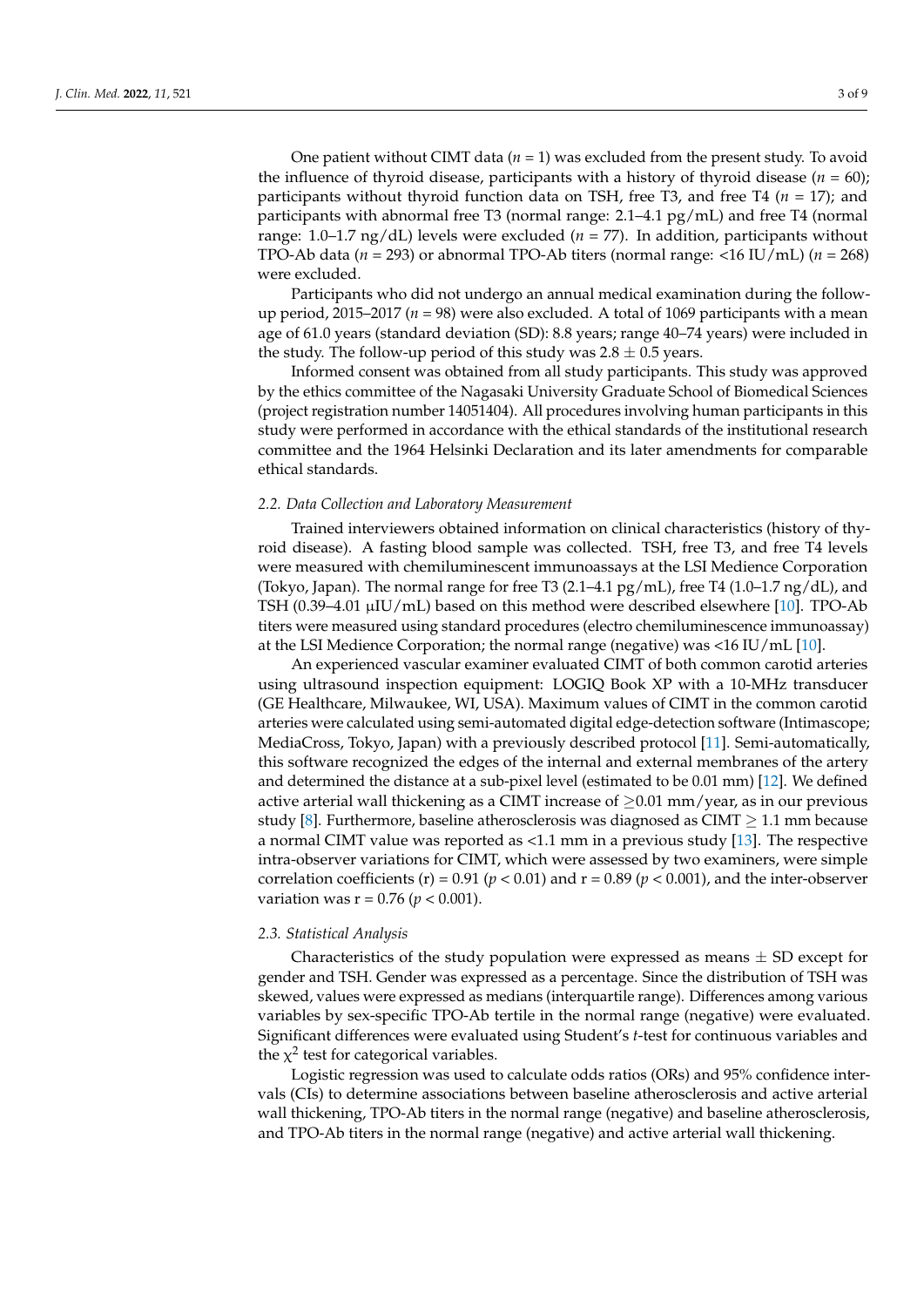One patient without CIMT data ($n$ = 1) was excluded from the present study. To avoid the influence of thyroid disease, participants with a history of thyroid disease ($n$ = 60); participants without thyroid function data on TSH, free T3, and free T4 ($n$ = 17); and participants with abnormal free T3 (normal range: 2.1–4.1 pg/mL) and free T4 (normal range: 1.0–1.7 ng/dL) levels were excluded ($n$ = 77). In addition, participants without TPO-Ab data ($n$ = 293) or abnormal TPO-Ab titers (normal range: <16 IU/mL) ($n$ = 268) were excluded.

Participants who did not undergo an annual medical examination during the follow-up period, 2015–2017 ($n$ = 98) were also excluded. A total of 1069 participants with a mean age of 61.0 years (standard deviation (SD): 8.8 years; range 40–74 years) were included in the study. The follow-up period of this study was 2.8 ± 0.5 years.

Informed consent was obtained from all study participants. This study was approved by the ethics committee of the Nagasaki University Graduate School of Biomedical Sciences (project registration number 14051404). All procedures involving human participants in this study were performed in accordance with the ethical standards of the institutional research committee and the 1964 Helsinki Declaration and its later amendments for comparable ethical standards.

### *2.2. Data Collection and Laboratory Measurement*

Trained interviewers obtained information on clinical characteristics (history of thyroid disease). A fasting blood sample was collected. TSH, free T3, and free T4 levels were measured with chemiluminescent immunoassays at the LSI Medience Corporation (Tokyo, Japan). The normal range for free T3 (2.1–4.1 pg/mL), free T4 (1.0–1.7 ng/dL), and TSH (0.39–4.01 μIU/mL) based on this method were described elsewhere [10]. TPO-Ab titers were measured using standard procedures (electro chemiluminescence immunoassay) at the LSI Medience Corporation; the normal range (negative) was <16 IU/mL [10].

An experienced vascular examiner evaluated CIMT of both common carotid arteries using ultrasound inspection equipment: LOGIQ Book XP with a 10-MHz transducer (GE Healthcare, Milwaukee, WI, USA). Maximum values of CIMT in the common carotid arteries were calculated using semi-automated digital edge-detection software (Intimascope; MediaCross, Tokyo, Japan) with a previously described protocol [11]. Semi-automatically, this software recognized the edges of the internal and external membranes of the artery and determined the distance at a sub-pixel level (estimated to be 0.01 mm) [12]. We defined active arterial wall thickening as a CIMT increase of ≥0.01 mm/year, as in our previous study [8]. Furthermore, baseline atherosclerosis was diagnosed as CIMT ≥ 1.1 mm because a normal CIMT value was reported as <1.1 mm in a previous study [13]. The respective intra-observer variations for CIMT, which were assessed by two examiners, were simple correlation coefficients (r) = 0.91 ($p$ < 0.01) and r = 0.89 ($p$ < 0.001), and the inter-observer variation was r = 0.76 ($p$ < 0.001).

### *2.3. Statistical Analysis*

Characteristics of the study population were expressed as means ± SD except for gender and TSH. Gender was expressed as a percentage. Since the distribution of TSH was skewed, values were expressed as medians (interquartile range). Differences among various variables by sex-specific TPO-Ab tertile in the normal range (negative) were evaluated. Significant differences were evaluated using Student's *t*-test for continuous variables and the $\chi^2$ test for categorical variables.

Logistic regression was used to calculate odds ratios (ORs) and 95% confidence intervals (CIs) to determine associations between baseline atherosclerosis and active arterial wall thickening, TPO-Ab titers in the normal range (negative) and baseline atherosclerosis, and TPO-Ab titers in the normal range (negative) and active arterial wall thickening.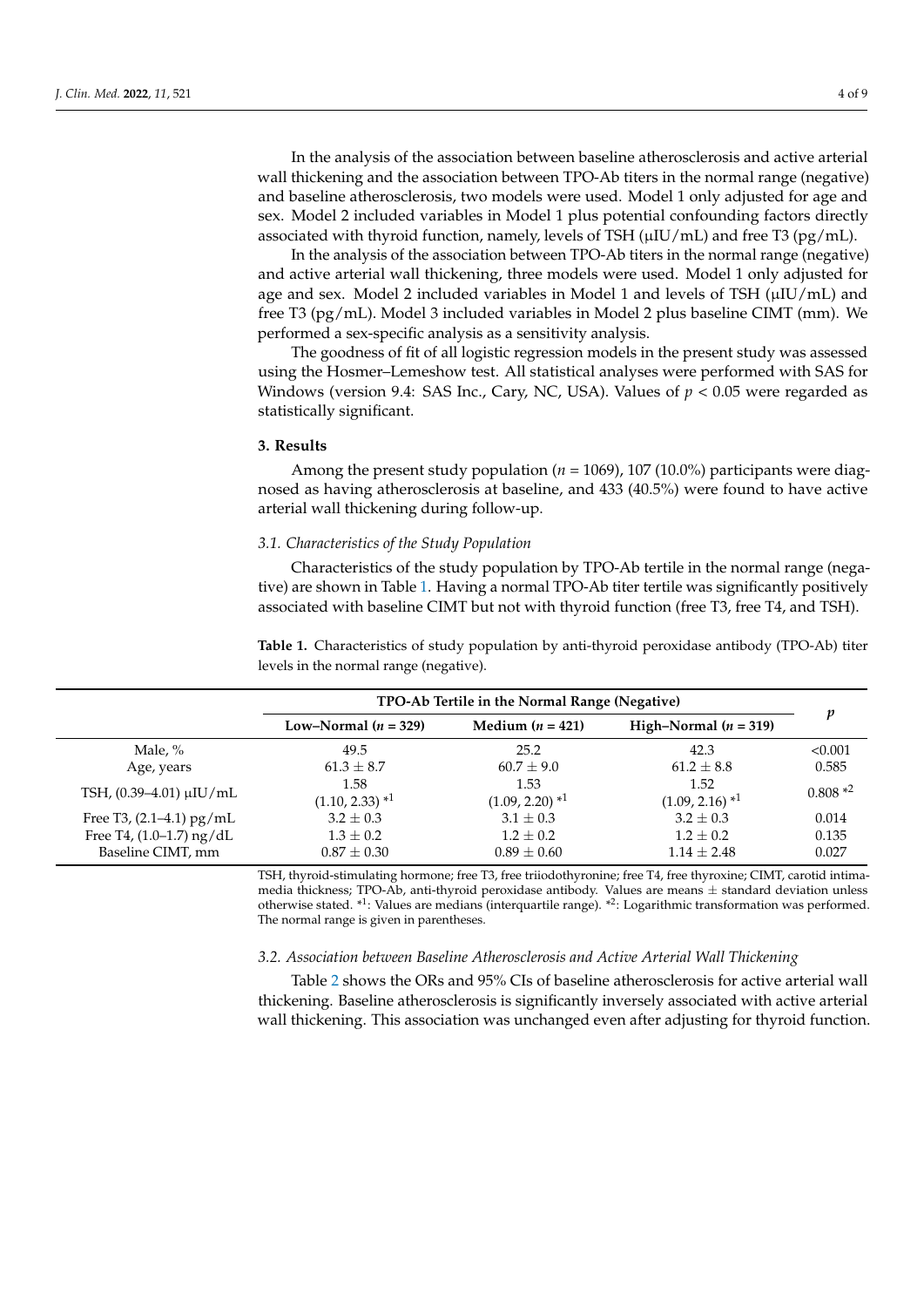In the analysis of the association between baseline atherosclerosis and active arterial wall thickening and the association between TPO-Ab titers in the normal range (negative) and baseline atherosclerosis, two models were used. Model 1 only adjusted for age and sex. Model 2 included variables in Model 1 plus potential confounding factors directly associated with thyroid function, namely, levels of TSH (μIU/mL) and free T3 (pg/mL).

In the analysis of the association between TPO-Ab titers in the normal range (negative) and active arterial wall thickening, three models were used. Model 1 only adjusted for age and sex. Model 2 included variables in Model 1 and levels of TSH (μIU/mL) and free T3 (pg/mL). Model 3 included variables in Model 2 plus baseline CIMT (mm). We performed a sex-specific analysis as a sensitivity analysis.

The goodness of fit of all logistic regression models in the present study was assessed using the Hosmer–Lemeshow test. All statistical analyses were performed with SAS for Windows (version 9.4: SAS Inc., Cary, NC, USA). Values of $p < 0.05$ were regarded as statistically significant.

## 3. Results

Among the present study population ($n = 1069$), 107 (10.0%) participants were diagnosed as having atherosclerosis at baseline, and 433 (40.5%) were found to have active arterial wall thickening during follow-up.

### 3.1. Characteristics of the Study Population

Characteristics of the study population by TPO-Ab tertile in the normal range (negative) are shown in Table 1. Having a normal TPO-Ab titer tertile was significantly positively associated with baseline CIMT but not with thyroid function (free T3, free T4, and TSH).

**Table 1.** Characteristics of study population by anti-thyroid peroxidase antibody (TPO-Ab) titer levels in the normal range (negative).

| | TPO-Ab Tertile in the Normal Range (Negative) | | | $p$ |
|---|---|---|---|---|
| | **Low–Normal ($n = 329$)** | **Medium ($n = 421$)** | **High–Normal ($n = 319$)** | |
| Male, % | 49.5 | 25.2 | 42.3 | <0.001 |
| Age, years | 61.3 ± 8.7 | 60.7 ± 9.0 | 61.2 ± 8.8 | 0.585 |
| TSH, (0.39–4.01) μIU/mL | 1.58 (1.10, 2.33) *1 | 1.53 (1.09, 2.20) *1 | 1.52 (1.09, 2.16) *1 | 0.808 *2 |
| Free T3, (2.1–4.1) pg/mL | 3.2 ± 0.3 | 3.1 ± 0.3 | 3.2 ± 0.3 | 0.014 |
| Free T4, (1.0–1.7) ng/dL | 1.3 ± 0.2 | 1.2 ± 0.2 | 1.2 ± 0.2 | 0.135 |
| Baseline CIMT, mm | 0.87 ± 0.30 | 0.89 ± 0.60 | 1.14 ± 2.48 | 0.027 |

TSH, thyroid-stimulating hormone; free T3, free triiodothyronine; free T4, free thyroxine; CIMT, carotid intima-media thickness; TPO-Ab, anti-thyroid peroxidase antibody. Values are means ± standard deviation unless otherwise stated. *1: Values are medians (interquartile range). *2: Logarithmic transformation was performed. The normal range is given in parentheses.

### 3.2. Association between Baseline Atherosclerosis and Active Arterial Wall Thickening

Table 2 shows the ORs and 95% CIs of baseline atherosclerosis for active arterial wall thickening. Baseline atherosclerosis is significantly inversely associated with active arterial wall thickening. This association was unchanged even after adjusting for thyroid function.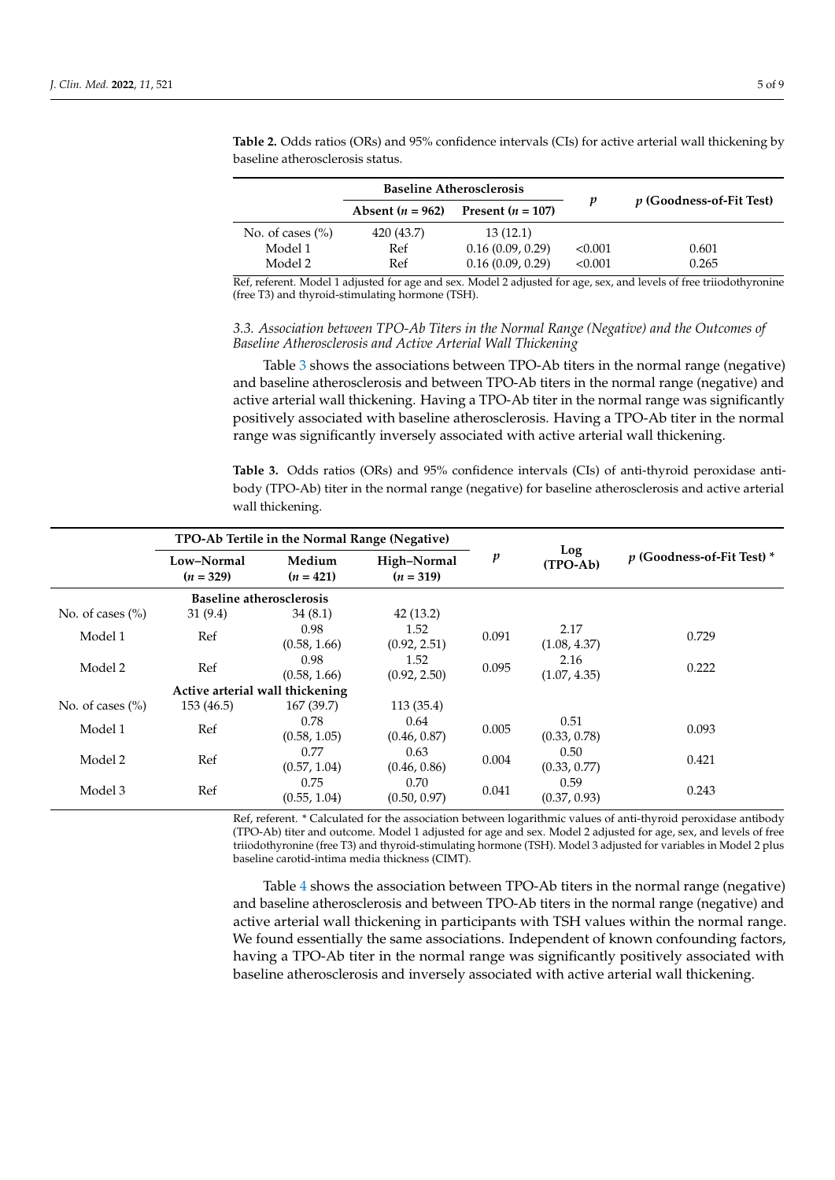**Table 2.** Odds ratios (ORs) and 95% confidence intervals (CIs) for active arterial wall thickening by baseline atherosclerosis status.

| | Baseline Atherosclerosis | | *p* | *p* (Goodness-of-Fit Test) |
|---|---|---|---|---|
| | Absent (*n* = 962) | Present (*n* = 107) | | |
| No. of cases (%) | 420 (43.7) | 13 (12.1) | | |
| Model 1 | Ref | 0.16 (0.09, 0.29) | <0.001 | 0.601 |
| Model 2 | Ref | 0.16 (0.09, 0.29) | <0.001 | 0.265 |

Ref, referent. Model 1 adjusted for age and sex. Model 2 adjusted for age, sex, and levels of free triiodothyronine (free T3) and thyroid-stimulating hormone (TSH).

### *3.3. Association between TPO-Ab Titers in the Normal Range (Negative) and the Outcomes of Baseline Atherosclerosis and Active Arterial Wall Thickening*

Table 3 shows the associations between TPO-Ab titers in the normal range (negative) and baseline atherosclerosis and between TPO-Ab titers in the normal range (negative) and active arterial wall thickening. Having a TPO-Ab titer in the normal range was significantly positively associated with baseline atherosclerosis. Having a TPO-Ab titer in the normal range was significantly inversely associated with active arterial wall thickening.

**Table 3.** Odds ratios (ORs) and 95% confidence intervals (CIs) of anti-thyroid peroxidase antibody (TPO-Ab) titer in the normal range (negative) for baseline atherosclerosis and active arterial wall thickening.

| | TPO-Ab Tertile in the Normal Range (Negative) | | | *p* | Log (TPO-Ab) | *p* (Goodness-of-Fit Test) * |
|---|---|---|---|---|---|---|
| | Low–Normal (*n* = 329) | Medium (*n* = 421) | High–Normal (*n* = 319) | | | |
| | **Baseline atherosclerosis** | | | | | |
| No. of cases (%) | 31 (9.4) | 34 (8.1) | 42 (13.2) | | | |
| Model 1 | Ref | 0.98 (0.58, 1.66) | 1.52 (0.92, 2.51) | 0.091 | 2.17 (1.08, 4.37) | 0.729 |
| Model 2 | Ref | 0.98 (0.58, 1.66) | 1.52 (0.92, 2.50) | 0.095 | 2.16 (1.07, 4.35) | 0.222 |
| | **Active arterial wall thickening** | | | | | |
| No. of cases (%) | 153 (46.5) | 167 (39.7) | 113 (35.4) | | | |
| Model 1 | Ref | 0.78 (0.58, 1.05) | 0.64 (0.46, 0.87) | 0.005 | 0.51 (0.33, 0.78) | 0.093 |
| Model 2 | Ref | 0.77 (0.57, 1.04) | 0.63 (0.46, 0.86) | 0.004 | 0.50 (0.33, 0.77) | 0.421 |
| Model 3 | Ref | 0.75 (0.55, 1.04) | 0.70 (0.50, 0.97) | 0.041 | 0.59 (0.37, 0.93) | 0.243 |

Ref, referent. * Calculated for the association between logarithmic values of anti-thyroid peroxidase antibody (TPO-Ab) titer and outcome. Model 1 adjusted for age and sex. Model 2 adjusted for age, sex, and levels of free triiodothyronine (free T3) and thyroid-stimulating hormone (TSH). Model 3 adjusted for variables in Model 2 plus baseline carotid-intima media thickness (CIMT).

Table 4 shows the association between TPO-Ab titers in the normal range (negative) and baseline atherosclerosis and between TPO-Ab titers in the normal range (negative) and active arterial wall thickening in participants with TSH values within the normal range. We found essentially the same associations. Independent of known confounding factors, having a TPO-Ab titer in the normal range was significantly positively associated with baseline atherosclerosis and inversely associated with active arterial wall thickening.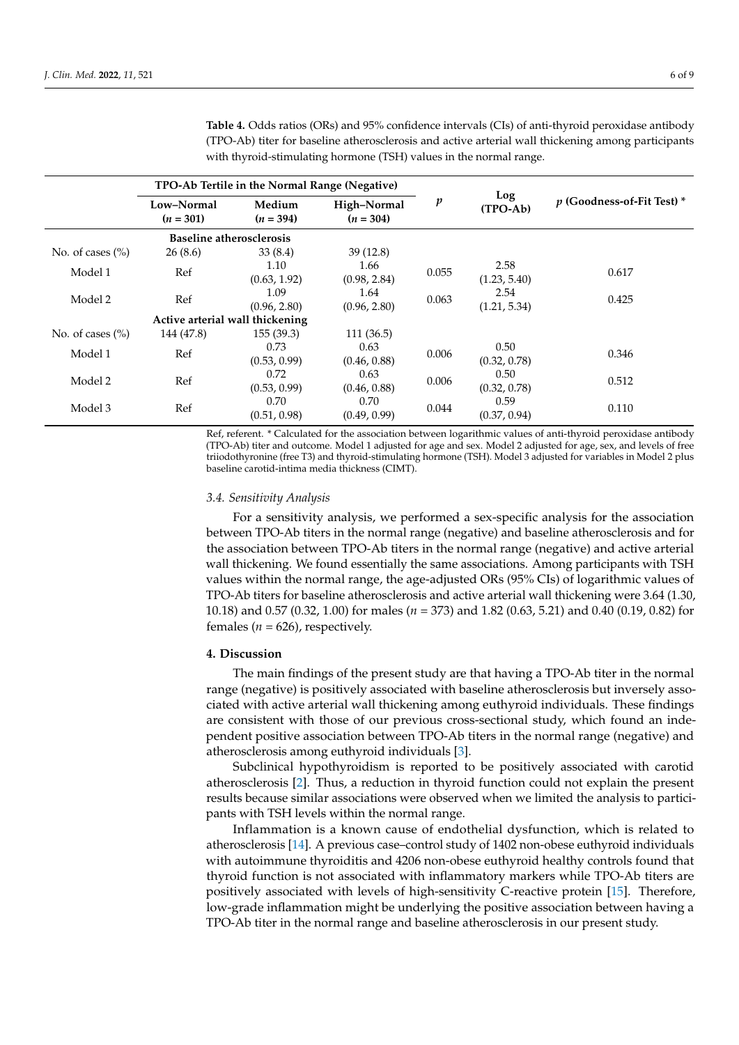**Table 4.** Odds ratios (ORs) and 95% confidence intervals (CIs) of anti-thyroid peroxidase antibody (TPO-Ab) titer for baseline atherosclerosis and active arterial wall thickening among participants with thyroid-stimulating hormone (TSH) values in the normal range.

| | TPO-Ab Tertile in the Normal Range (Negative) | | | $p$ | Log (TPO-Ab) | $p$ (Goodness-of-Fit Test) * |
|---|---|---|---|---|---|---|
| | Low–Normal ($n$ = 301) | Medium ($n$ = 394) | High–Normal ($n$ = 304) | | | |
| **Baseline atherosclerosis** | | | | | | |
| No. of cases (%) | 26 (8.6) | 33 (8.4) | 39 (12.8) | | | |
| Model 1 | Ref | 1.10 (0.63, 1.92) | 1.66 (0.98, 2.84) | 0.055 | 2.58 (1.23, 5.40) | 0.617 |
| Model 2 | Ref | 1.09 (0.96, 2.80) | 1.64 (0.96, 2.80) | 0.063 | 2.54 (1.21, 5.34) | 0.425 |
| **Active arterial wall thickening** | | | | | | |
| No. of cases (%) | 144 (47.8) | 155 (39.3) | 111 (36.5) | | | |
| Model 1 | Ref | 0.73 (0.53, 0.99) | 0.63 (0.46, 0.88) | 0.006 | 0.50 (0.32, 0.78) | 0.346 |
| Model 2 | Ref | 0.72 (0.53, 0.99) | 0.63 (0.46, 0.88) | 0.006 | 0.50 (0.32, 0.78) | 0.512 |
| Model 3 | Ref | 0.70 (0.51, 0.98) | 0.70 (0.49, 0.99) | 0.044 | 0.59 (0.37, 0.94) | 0.110 |

Ref, referent. * Calculated for the association between logarithmic values of anti-thyroid peroxidase antibody (TPO-Ab) titer and outcome. Model 1 adjusted for age and sex. Model 2 adjusted for age, sex, and levels of free triiodothyronine (free T3) and thyroid-stimulating hormone (TSH). Model 3 adjusted for variables in Model 2 plus baseline carotid-intima media thickness (CIMT).

### *3.4. Sensitivity Analysis*

For a sensitivity analysis, we performed a sex-specific analysis for the association between TPO-Ab titers in the normal range (negative) and baseline atherosclerosis and for the association between TPO-Ab titers in the normal range (negative) and active arterial wall thickening. We found essentially the same associations. Among participants with TSH values within the normal range, the age-adjusted ORs (95% CIs) of logarithmic values of TPO-Ab titers for baseline atherosclerosis and active arterial wall thickening were 3.64 (1.30, 10.18) and 0.57 (0.32, 1.00) for males ($n$ = 373) and 1.82 (0.63, 5.21) and 0.40 (0.19, 0.82) for females ($n$ = 626), respectively.

## **4. Discussion**

The main findings of the present study are that having a TPO-Ab titer in the normal range (negative) is positively associated with baseline atherosclerosis but inversely associated with active arterial wall thickening among euthyroid individuals. These findings are consistent with those of our previous cross-sectional study, which found an independent positive association between TPO-Ab titers in the normal range (negative) and atherosclerosis among euthyroid individuals [3].

Subclinical hypothyroidism is reported to be positively associated with carotid atherosclerosis [2]. Thus, a reduction in thyroid function could not explain the present results because similar associations were observed when we limited the analysis to participants with TSH levels within the normal range.

Inflammation is a known cause of endothelial dysfunction, which is related to atherosclerosis [14]. A previous case–control study of 1402 non-obese euthyroid individuals with autoimmune thyroiditis and 4206 non-obese euthyroid healthy controls found that thyroid function is not associated with inflammatory markers while TPO-Ab titers are positively associated with levels of high-sensitivity C-reactive protein [15]. Therefore, low-grade inflammation might be underlying the positive association between having a TPO-Ab titer in the normal range and baseline atherosclerosis in our present study.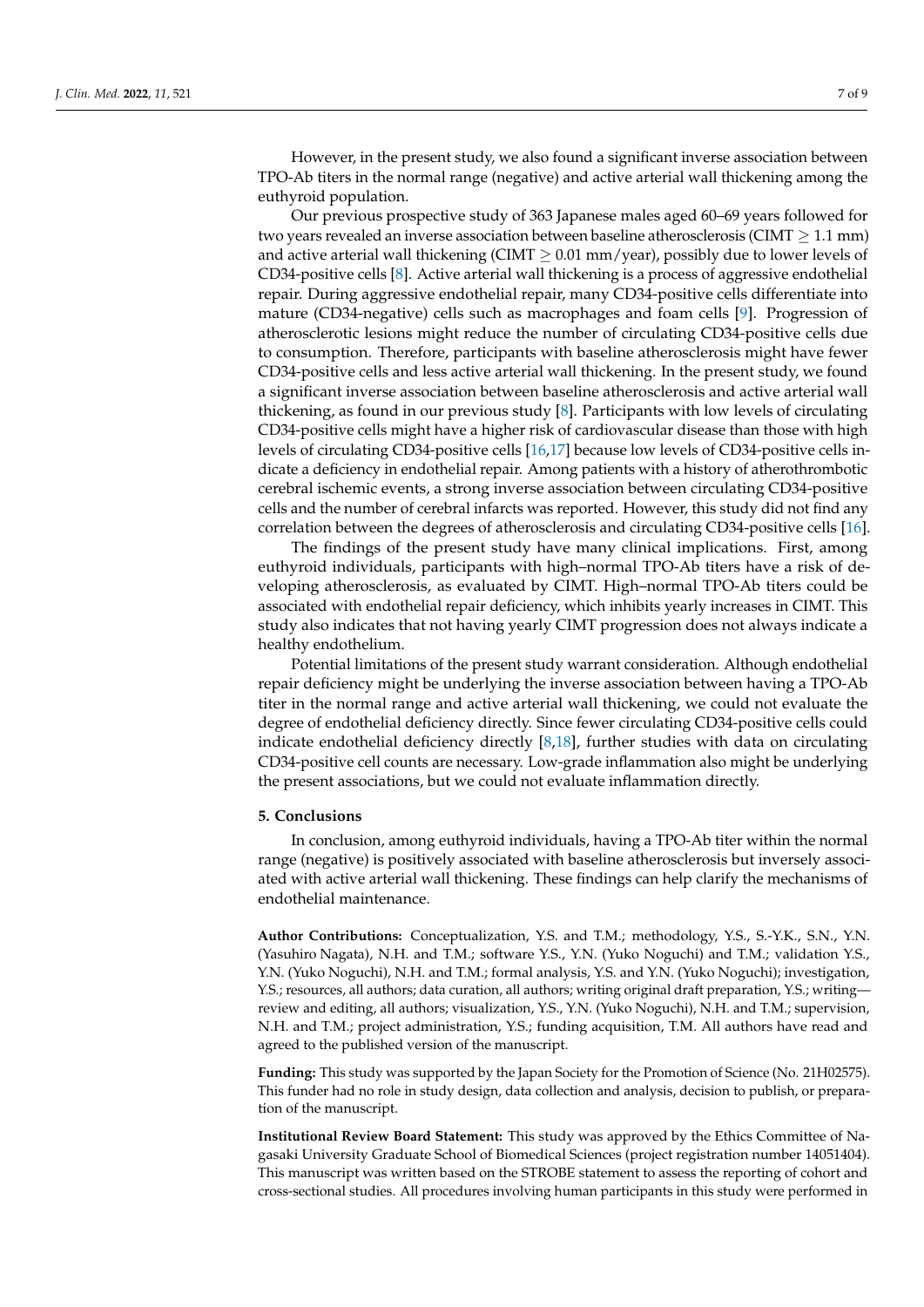However, in the present study, we also found a significant inverse association between TPO-Ab titers in the normal range (negative) and active arterial wall thickening among the euthyroid population.

Our previous prospective study of 363 Japanese males aged 60–69 years followed for two years revealed an inverse association between baseline atherosclerosis (CIMT $\geq$ 1.1 mm) and active arterial wall thickening (CIMT $\geq$ 0.01 mm/year), possibly due to lower levels of CD34-positive cells [8]. Active arterial wall thickening is a process of aggressive endothelial repair. During aggressive endothelial repair, many CD34-positive cells differentiate into mature (CD34-negative) cells such as macrophages and foam cells [9]. Progression of atherosclerotic lesions might reduce the number of circulating CD34-positive cells due to consumption. Therefore, participants with baseline atherosclerosis might have fewer CD34-positive cells and less active arterial wall thickening. In the present study, we found a significant inverse association between baseline atherosclerosis and active arterial wall thickening, as found in our previous study [8]. Participants with low levels of circulating CD34-positive cells might have a higher risk of cardiovascular disease than those with high levels of circulating CD34-positive cells [16,17] because low levels of CD34-positive cells indicate a deficiency in endothelial repair. Among patients with a history of atherothrombotic cerebral ischemic events, a strong inverse association between circulating CD34-positive cells and the number of cerebral infarcts was reported. However, this study did not find any correlation between the degrees of atherosclerosis and circulating CD34-positive cells [16].

The findings of the present study have many clinical implications. First, among euthyroid individuals, participants with high–normal TPO-Ab titers have a risk of developing atherosclerosis, as evaluated by CIMT. High–normal TPO-Ab titers could be associated with endothelial repair deficiency, which inhibits yearly increases in CIMT. This study also indicates that not having yearly CIMT progression does not always indicate a healthy endothelium.

Potential limitations of the present study warrant consideration. Although endothelial repair deficiency might be underlying the inverse association between having a TPO-Ab titer in the normal range and active arterial wall thickening, we could not evaluate the degree of endothelial deficiency directly. Since fewer circulating CD34-positive cells could indicate endothelial deficiency directly [8,18], further studies with data on circulating CD34-positive cell counts are necessary. Low-grade inflammation also might be underlying the present associations, but we could not evaluate inflammation directly.

## 5. Conclusions

In conclusion, among euthyroid individuals, having a TPO-Ab titer within the normal range (negative) is positively associated with baseline atherosclerosis but inversely associated with active arterial wall thickening. These findings can help clarify the mechanisms of endothelial maintenance.

**Author Contributions:** Conceptualization, Y.S. and T.M.; methodology, Y.S., S.-Y.K., S.N., Y.N. (Yasuhiro Nagata), N.H. and T.M.; software Y.S., Y.N. (Yuko Noguchi) and T.M.; validation Y.S., Y.N. (Yuko Noguchi), N.H. and T.M.; formal analysis, Y.S. and Y.N. (Yuko Noguchi); investigation, Y.S.; resources, all authors; data curation, all authors; writing original draft preparation, Y.S.; writing—review and editing, all authors; visualization, Y.S., Y.N. (Yuko Noguchi), N.H. and T.M.; supervision, N.H. and T.M.; project administration, Y.S.; funding acquisition, T.M. All authors have read and agreed to the published version of the manuscript.

**Funding:** This study was supported by the Japan Society for the Promotion of Science (No. 21H02575). This funder had no role in study design, data collection and analysis, decision to publish, or preparation of the manuscript.

**Institutional Review Board Statement:** This study was approved by the Ethics Committee of Nagasaki University Graduate School of Biomedical Sciences (project registration number 14051404). This manuscript was written based on the STROBE statement to assess the reporting of cohort and cross-sectional studies. All procedures involving human participants in this study were performed in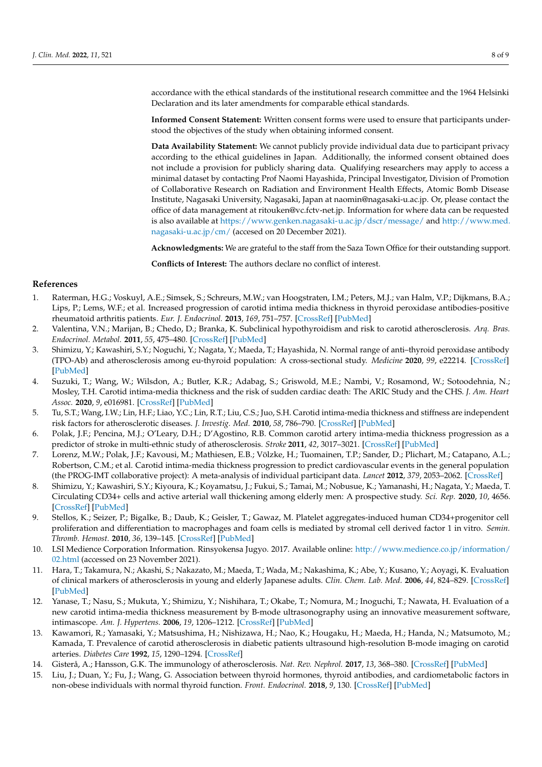accordance with the ethical standards of the institutional research committee and the 1964 Helsinki Declaration and its later amendments for comparable ethical standards.

**Informed Consent Statement:** Written consent forms were used to ensure that participants understood the objectives of the study when obtaining informed consent.

**Data Availability Statement:** We cannot publicly provide individual data due to participant privacy according to the ethical guidelines in Japan. Additionally, the informed consent obtained does not include a provision for publicly sharing data. Qualifying researchers may apply to access a minimal dataset by contacting Prof Naomi Hayashida, Principal Investigator, Division of Promotion of Collaborative Research on Radiation and Environment Health Effects, Atomic Bomb Disease Institute, Nagasaki University, Nagasaki, Japan at naomin@nagasaki-u.ac.jp. Or, please contact the office of data management at ritouken@vc.fctv-net.jp. Information for where data can be requested is also available at https://www.genken.nagasaki-u.ac.jp/dscr/message/ and http://www.med.nagasaki-u.ac.jp/cm/ (accesed on 20 December 2021).

**Acknowledgments:** We are grateful to the staff from the Saza Town Office for their outstanding support.

**Conflicts of Interest:** The authors declare no conflict of interest.

## References

1. Raterman, H.G.; Voskuyl, A.E.; Simsek, S.; Schreurs, M.W.; van Hoogstraten, I.M.; Peters, M.J.; van Halm, V.P.; Dijkmans, B.A.; Lips, P.; Lems, W.F.; et al. Increased progression of carotid intima media thickness in thyroid peroxidase antibodies-positive rheumatoid arthritis patients. *Eur. J. Endocrinol.* **2013**, *169*, 751–757. [CrossRef] [PubMed]
2. Valentina, V.N.; Marijan, B.; Chedo, D.; Branka, K. Subclinical hypothyroidism and risk to carotid atherosclerosis. *Arq. Bras. Endocrinol. Metabol.* **2011**, *55*, 475–480. [CrossRef] [PubMed]
3. Shimizu, Y.; Kawashiri, S.Y.; Noguchi, Y.; Nagata, Y.; Maeda, T.; Hayashida, N. Normal range of anti–thyroid peroxidase antibody (TPO-Ab) and atherosclerosis among eu-thyroid population: A cross-sectional study. *Medicine* **2020**, *99*, e22214. [CrossRef] [PubMed]
4. Suzuki, T.; Wang, W.; Wilsdon, A.; Butler, K.R.; Adabag, S.; Griswold, M.E.; Nambi, V.; Rosamond, W.; Sotoodehnia, N.; Mosley, T.H. Carotid intima-media thickness and the risk of sudden cardiac death: The ARIC Study and the CHS. *J. Am. Heart Assoc.* **2020**, *9*, e016981. [CrossRef] [PubMed]
5. Tu, S.T.; Wang, I.W.; Lin, H.F.; Liao, Y.C.; Lin, R.T.; Liu, C.S.; Juo, S.H. Carotid intima-media thickness and stiffness are independent risk factors for atherosclerotic diseases. *J. Investig. Med.* **2010**, *58*, 786–790. [CrossRef] [PubMed]
6. Polak, J.F.; Pencina, M.J.; O'Leary, D.H.; D'Agostino, R.B. Common carotid artery intima-media thickness progression as a predictor of stroke in multi-ethnic study of atherosclerosis. *Stroke* **2011**, *42*, 3017–3021. [CrossRef] [PubMed]
7. Lorenz, M.W.; Polak, J.F.; Kavousi, M.; Mathiesen, E.B.; Völzke, H.; Tuomainen, T.P.; Sander, D.; Plichart, M.; Catapano, A.L.; Robertson, C.M.; et al. Carotid intima-media thickness progression to predict cardiovascular events in the general population (the PROG-IMT collaborative project): A meta-analysis of individual participant data. *Lancet* **2012**, *379*, 2053–2062. [CrossRef]
8. Shimizu, Y.; Kawashiri, S.Y.; Kiyoura, K.; Koyamatsu, J.; Fukui, S.; Tamai, M.; Nobusue, K.; Yamanashi, H.; Nagata, Y.; Maeda, T. Circulating CD34+ cells and active arterial wall thickening among elderly men: A prospective study. *Sci. Rep.* **2020**, *10*, 4656. [CrossRef] [PubMed]
9. Stellos, K.; Seizer, P.; Bigalke, B.; Daub, K.; Geisler, T.; Gawaz, M. Platelet aggregates-induced human CD34+progenitor cell proliferation and differentiation to macrophages and foam cells is mediated by stromal cell derived factor 1 in vitro. *Semin. Thromb. Hemost.* **2010**, *36*, 139–145. [CrossRef] [PubMed]
10. LSI Medience Corporation Information. Rinsyokensa Jugyo. 2017. Available online: http://www.medience.co.jp/information/02.html (accessed on 23 November 2021).
11. Hara, T.; Takamura, N.; Akashi, S.; Nakazato, M.; Maeda, T.; Wada, M.; Nakashima, K.; Abe, Y.; Kusano, Y.; Aoyagi, K. Evaluation of clinical markers of atherosclerosis in young and elderly Japanese adults. *Clin. Chem. Lab. Med.* **2006**, *44*, 824–829. [CrossRef] [PubMed]
12. Yanase, T.; Nasu, S.; Mukuta, Y.; Shimizu, Y.; Nishihara, T.; Okabe, T.; Nomura, M.; Inoguchi, T.; Nawata, H. Evaluation of a new carotid intima-media thickness measurement by B-mode ultrasonography using an innovative measurement software, intimascope. *Am. J. Hypertens.* **2006**, *19*, 1206–1212. [CrossRef] [PubMed]
13. Kawamori, R.; Yamasaki, Y.; Matsushima, H.; Nishizawa, H.; Nao, K.; Hougaku, H.; Maeda, H.; Handa, N.; Matsumoto, M.; Kamada, T. Prevalence of carotid atherosclerosis in diabetic patients ultrasound high-resolution B-mode imaging on carotid arteries. *Diabetes Care* **1992**, *15*, 1290–1294. [CrossRef]
14. Gisterå, A.; Hansson, G.K. The immunology of atherosclerosis. *Nat. Rev. Nephrol.* **2017**, *13*, 368–380. [CrossRef] [PubMed]
15. Liu, J.; Duan, Y.; Fu, J.; Wang, G. Association between thyroid hormones, thyroid antibodies, and cardiometabolic factors in non-obese individuals with normal thyroid function. *Front. Endocrinol.* **2018**, *9*, 130. [CrossRef] [PubMed]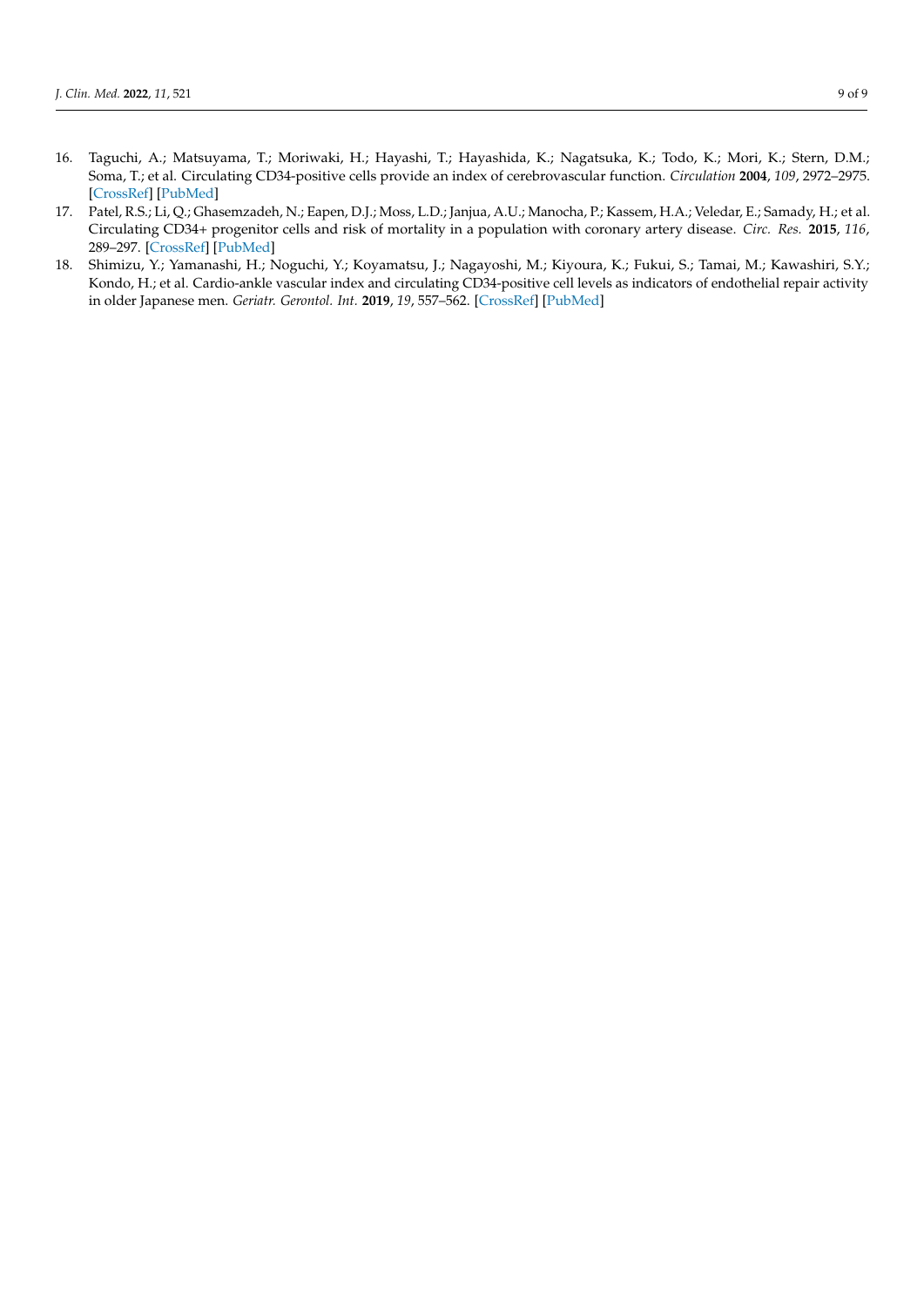16. Taguchi, A.; Matsuyama, T.; Moriwaki, H.; Hayashi, T.; Hayashida, K.; Nagatsuka, K.; Todo, K.; Mori, K.; Stern, D.M.; Soma, T.; et al. Circulating CD34-positive cells provide an index of cerebrovascular function. *Circulation* **2004**, *109*, 2972–2975. [CrossRef] [PubMed]
17. Patel, R.S.; Li, Q.; Ghasemzadeh, N.; Eapen, D.J.; Moss, L.D.; Janjua, A.U.; Manocha, P.; Kassem, H.A.; Veledar, E.; Samady, H.; et al. Circulating CD34+ progenitor cells and risk of mortality in a population with coronary artery disease. *Circ. Res.* **2015**, *116*, 289–297. [CrossRef] [PubMed]
18. Shimizu, Y.; Yamanashi, H.; Noguchi, Y.; Koyamatsu, J.; Nagayoshi, M.; Kiyoura, K.; Fukui, S.; Tamai, M.; Kawashiri, S.Y.; Kondo, H.; et al. Cardio-ankle vascular index and circulating CD34-positive cell levels as indicators of endothelial repair activity in older Japanese men. *Geriatr. Gerontol. Int.* **2019**, *19*, 557–562. [CrossRef] [PubMed]